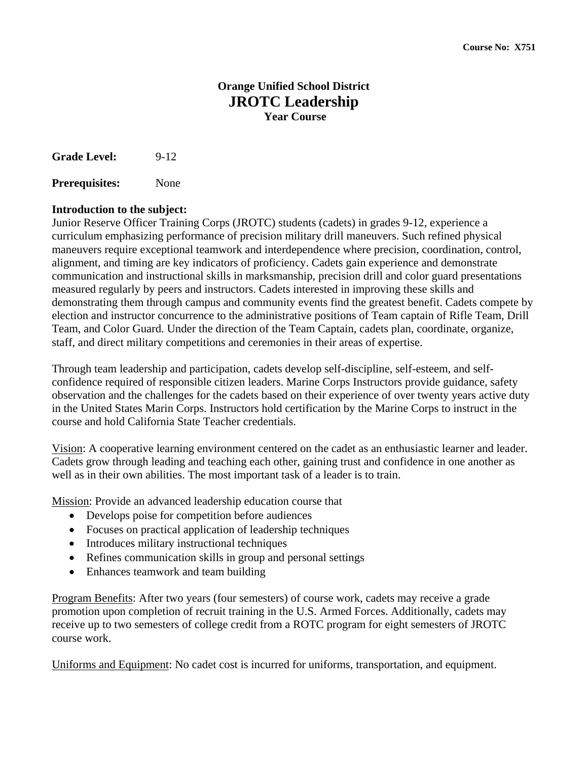**Course No: X751**

# Orange Unified School District
# JROTC Leadership
## Year Course

**Grade Level:** 9-12

**Prerequisites:** None

**Introduction to the subject:**
Junior Reserve Officer Training Corps (JROTC) students (cadets) in grades 9-12, experience a curriculum emphasizing performance of precision military drill maneuvers. Such refined physical maneuvers require exceptional teamwork and interdependence where precision, coordination, control, alignment, and timing are key indicators of proficiency. Cadets gain experience and demonstrate communication and instructional skills in marksmanship, precision drill and color guard presentations measured regularly by peers and instructors. Cadets interested in improving these skills and demonstrating them through campus and community events find the greatest benefit. Cadets compete by election and instructor concurrence to the administrative positions of Team captain of Rifle Team, Drill Team, and Color Guard. Under the direction of the Team Captain, cadets plan, coordinate, organize, staff, and direct military competitions and ceremonies in their areas of expertise.

Through team leadership and participation, cadets develop self-discipline, self-esteem, and self-confidence required of responsible citizen leaders. Marine Corps Instructors provide guidance, safety observation and the challenges for the cadets based on their experience of over twenty years active duty in the United States Marin Corps. Instructors hold certification by the Marine Corps to instruct in the course and hold California State Teacher credentials.

Vision: A cooperative learning environment centered on the cadet as an enthusiastic learner and leader. Cadets grow through leading and teaching each other, gaining trust and confidence in one another as well as in their own abilities. The most important task of a leader is to train.

Mission: Provide an advanced leadership education course that

- Develops poise for competition before audiences
- Focuses on practical application of leadership techniques
- Introduces military instructional techniques
- Refines communication skills in group and personal settings
- Enhances teamwork and team building

Program Benefits: After two years (four semesters) of course work, cadets may receive a grade promotion upon completion of recruit training in the U.S. Armed Forces. Additionally, cadets may receive up to two semesters of college credit from a ROTC program for eight semesters of JROTC course work.

Uniforms and Equipment: No cadet cost is incurred for uniforms, transportation, and equipment.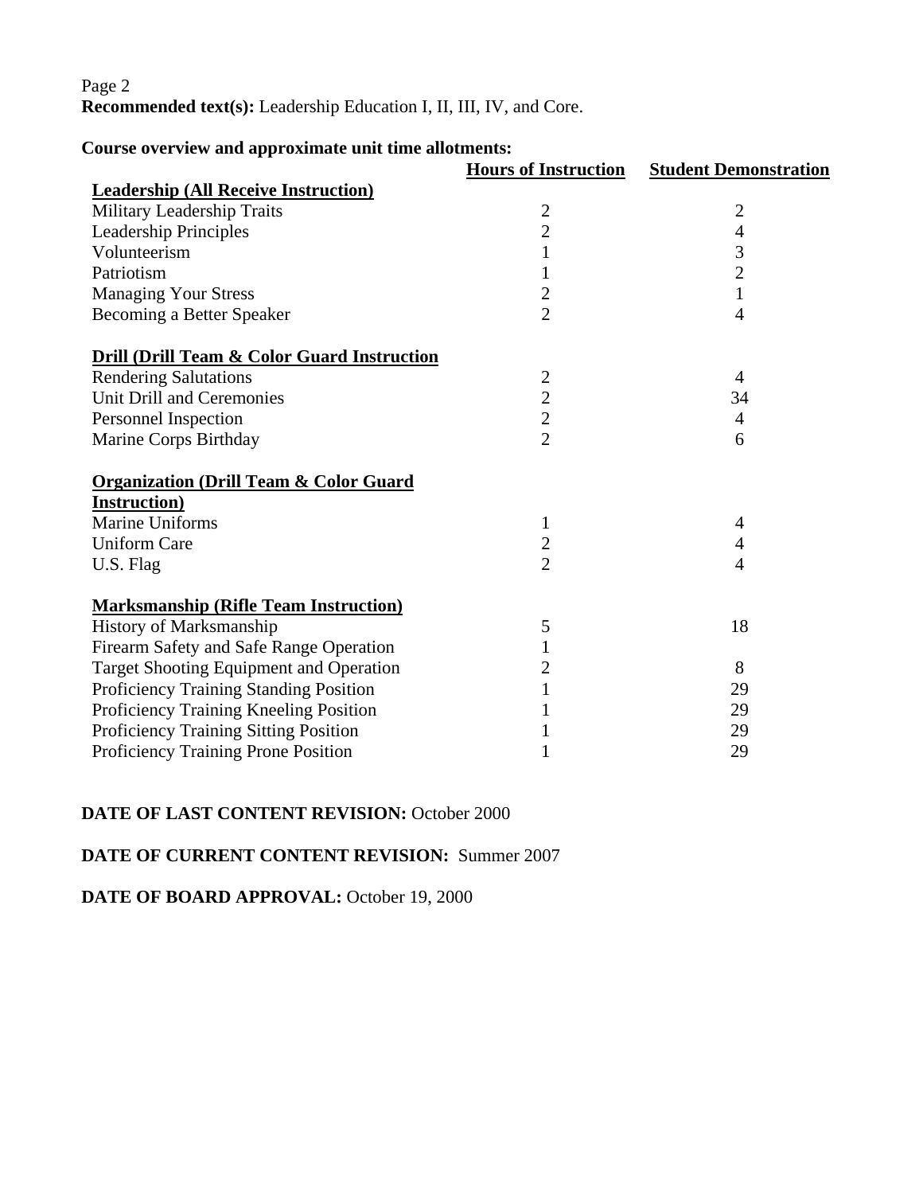**Recommended text(s):** Leadership Education I, II, III, IV, and Core.

**Course overview and approximate unit time allotments:**

| | Hours of Instruction | Student Demonstration |
|---|---|---|
| **Leadership (All Receive Instruction)** | | |
| Military Leadership Traits | 2 | 2 |
| Leadership Principles | 2 | 4 |
| Volunteerism | 1 | 3 |
| Patriotism | 1 | 2 |
| Managing Your Stress | 2 | 1 |
| Becoming a Better Speaker | 2 | 4 |
| **Drill (Drill Team & Color Guard Instruction** | | |
| Rendering Salutations | 2 | 4 |
| Unit Drill and Ceremonies | 2 | 34 |
| Personnel Inspection | 2 | 4 |
| Marine Corps Birthday | 2 | 6 |
| **Organization (Drill Team & Color Guard Instruction)** | | |
| Marine Uniforms | 1 | 4 |
| Uniform Care | 2 | 4 |
| U.S. Flag | 2 | 4 |
| **Marksmanship (Rifle Team Instruction)** | | |
| History of Marksmanship | 5 | 18 |
| Firearm Safety and Safe Range Operation | 1 | |
| Target Shooting Equipment and Operation | 2 | 8 |
| Proficiency Training Standing Position | 1 | 29 |
| Proficiency Training Kneeling Position | 1 | 29 |
| Proficiency Training Sitting Position | 1 | 29 |
| Proficiency Training Prone Position | 1 | 29 |

**DATE OF LAST CONTENT REVISION:** October 2000

**DATE OF CURRENT CONTENT REVISION:** Summer 2007

**DATE OF BOARD APPROVAL:** October 19, 2000